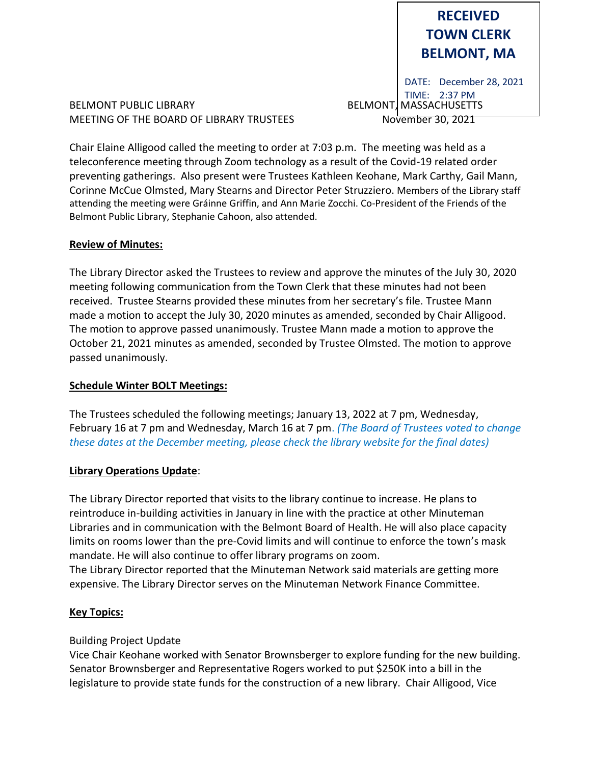**RECEIVED TOWN CLERK BELMONT, MA**

DATE: December 28, 2021
TIME: 2:37 PM

BELMONT PUBLIC LIBRARY BELMONT, MASSACHUSETTS
MEETING OF THE BOARD OF LIBRARY TRUSTEES November 30, 2021

Chair Elaine Alligood called the meeting to order at 7:03 p.m. The meeting was held as a teleconference meeting through Zoom technology as a result of the Covid-19 related order preventing gatherings. Also present were Trustees Kathleen Keohane, Mark Carthy, Gail Mann, Corinne McCue Olmsted, Mary Stearns and Director Peter Struzziero. Members of the Library staff attending the meeting were Gráinne Griffin, and Ann Marie Zocchi. Co-President of the Friends of the Belmont Public Library, Stephanie Cahoon, also attended.

**Review of Minutes:**

The Library Director asked the Trustees to review and approve the minutes of the July 30, 2020 meeting following communication from the Town Clerk that these minutes had not been received. Trustee Stearns provided these minutes from her secretary's file. Trustee Mann made a motion to accept the July 30, 2020 minutes as amended, seconded by Chair Alligood. The motion to approve passed unanimously. Trustee Mann made a motion to approve the October 21, 2021 minutes as amended, seconded by Trustee Olmsted. The motion to approve passed unanimously.

**Schedule Winter BOLT Meetings:**

The Trustees scheduled the following meetings; January 13, 2022 at 7 pm, Wednesday, February 16 at 7 pm and Wednesday, March 16 at 7 pm. *(The Board of Trustees voted to change these dates at the December meeting, please check the library website for the final dates)*

**Library Operations Update**:

The Library Director reported that visits to the library continue to increase. He plans to reintroduce in-building activities in January in line with the practice at other Minuteman Libraries and in communication with the Belmont Board of Health. He will also place capacity limits on rooms lower than the pre-Covid limits and will continue to enforce the town's mask mandate. He will also continue to offer library programs on zoom.
The Library Director reported that the Minuteman Network said materials are getting more expensive. The Library Director serves on the Minuteman Network Finance Committee.

**Key Topics:**

Building Project Update
Vice Chair Keohane worked with Senator Brownsberger to explore funding for the new building. Senator Brownsberger and Representative Rogers worked to put $250K into a bill in the legislature to provide state funds for the construction of a new library. Chair Alligood, Vice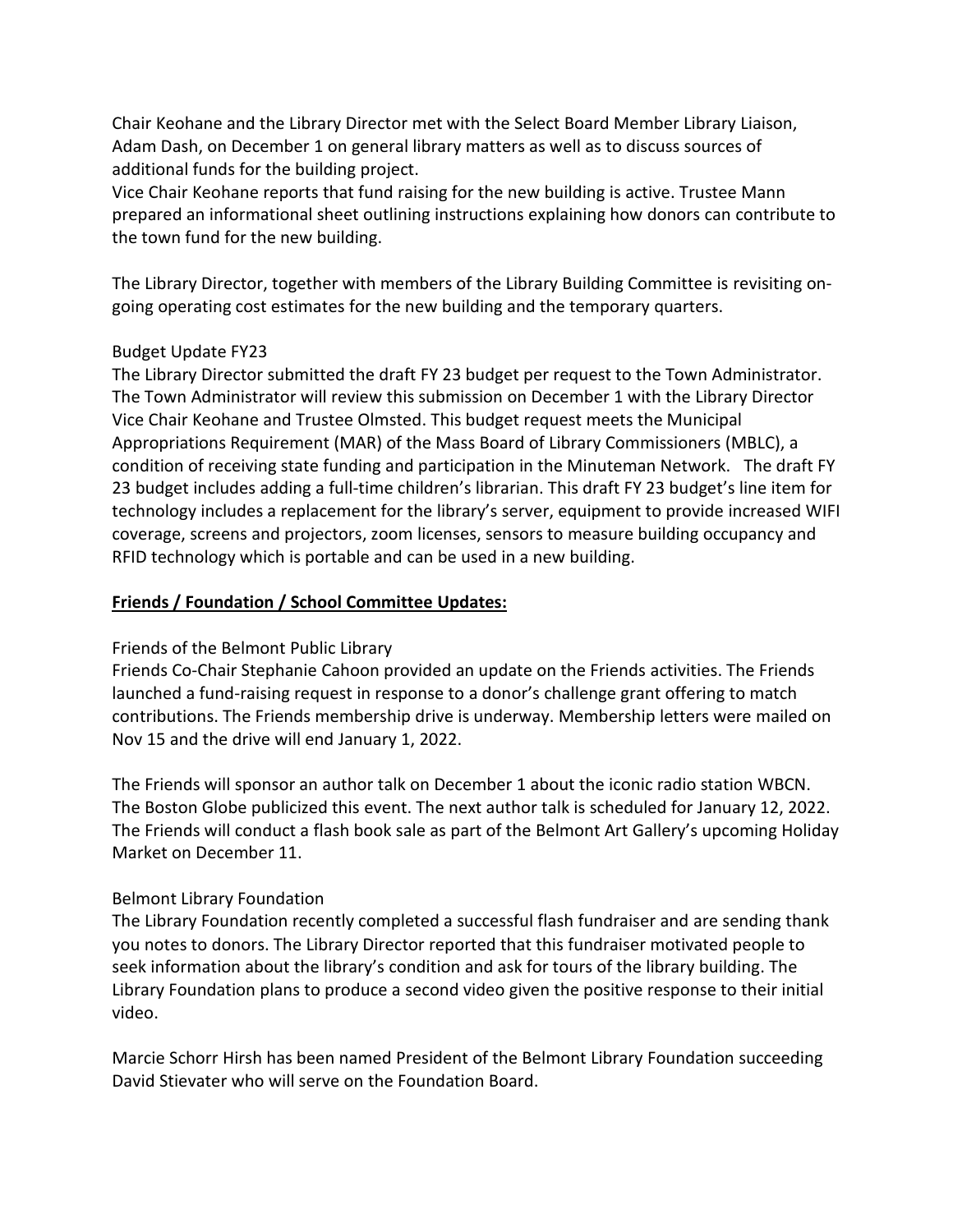Chair Keohane and the Library Director met with the Select Board Member Library Liaison, Adam Dash, on December 1 on general library matters as well as to discuss sources of additional funds for the building project.
Vice Chair Keohane reports that fund raising for the new building is active. Trustee Mann prepared an informational sheet outlining instructions explaining how donors can contribute to the town fund for the new building.

The Library Director, together with members of the Library Building Committee is revisiting on-going operating cost estimates for the new building and the temporary quarters.

Budget Update FY23
The Library Director submitted the draft FY 23 budget per request to the Town Administrator. The Town Administrator will review this submission on December 1 with the Library Director Vice Chair Keohane and Trustee Olmsted. This budget request meets the Municipal Appropriations Requirement (MAR) of the Mass Board of Library Commissioners (MBLC), a condition of receiving state funding and participation in the Minuteman Network. The draft FY 23 budget includes adding a full-time children's librarian. This draft FY 23 budget's line item for technology includes a replacement for the library's server, equipment to provide increased WIFI coverage, screens and projectors, zoom licenses, sensors to measure building occupancy and RFID technology which is portable and can be used in a new building.

**Friends / Foundation / School Committee Updates:**

Friends of the Belmont Public Library
Friends Co-Chair Stephanie Cahoon provided an update on the Friends activities. The Friends launched a fund-raising request in response to a donor's challenge grant offering to match contributions. The Friends membership drive is underway. Membership letters were mailed on Nov 15 and the drive will end January 1, 2022.

The Friends will sponsor an author talk on December 1 about the iconic radio station WBCN. The Boston Globe publicized this event. The next author talk is scheduled for January 12, 2022. The Friends will conduct a flash book sale as part of the Belmont Art Gallery's upcoming Holiday Market on December 11.

Belmont Library Foundation
The Library Foundation recently completed a successful flash fundraiser and are sending thank you notes to donors. The Library Director reported that this fundraiser motivated people to seek information about the library's condition and ask for tours of the library building. The Library Foundation plans to produce a second video given the positive response to their initial video.

Marcie Schorr Hirsh has been named President of the Belmont Library Foundation succeeding David Stievater who will serve on the Foundation Board.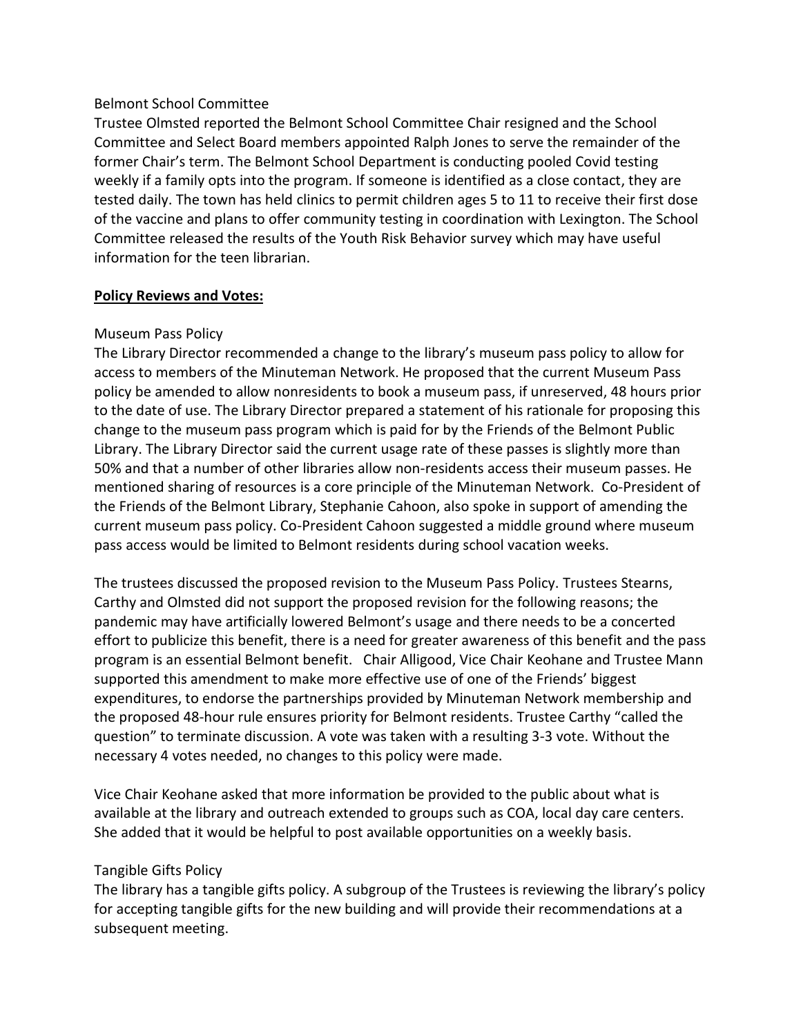Belmont School Committee

Trustee Olmsted reported the Belmont School Committee Chair resigned and the School Committee and Select Board members appointed Ralph Jones to serve the remainder of the former Chair's term. The Belmont School Department is conducting pooled Covid testing weekly if a family opts into the program. If someone is identified as a close contact, they are tested daily. The town has held clinics to permit children ages 5 to 11 to receive their first dose of the vaccine and plans to offer community testing in coordination with Lexington. The School Committee released the results of the Youth Risk Behavior survey which may have useful information for the teen librarian.

**Policy Reviews and Votes:**

Museum Pass Policy

The Library Director recommended a change to the library's museum pass policy to allow for access to members of the Minuteman Network. He proposed that the current Museum Pass policy be amended to allow nonresidents to book a museum pass, if unreserved, 48 hours prior to the date of use. The Library Director prepared a statement of his rationale for proposing this change to the museum pass program which is paid for by the Friends of the Belmont Public Library. The Library Director said the current usage rate of these passes is slightly more than 50% and that a number of other libraries allow non-residents access their museum passes. He mentioned sharing of resources is a core principle of the Minuteman Network. Co-President of the Friends of the Belmont Library, Stephanie Cahoon, also spoke in support of amending the current museum pass policy. Co-President Cahoon suggested a middle ground where museum pass access would be limited to Belmont residents during school vacation weeks.

The trustees discussed the proposed revision to the Museum Pass Policy. Trustees Stearns, Carthy and Olmsted did not support the proposed revision for the following reasons; the pandemic may have artificially lowered Belmont's usage and there needs to be a concerted effort to publicize this benefit, there is a need for greater awareness of this benefit and the pass program is an essential Belmont benefit. Chair Alligood, Vice Chair Keohane and Trustee Mann supported this amendment to make more effective use of one of the Friends' biggest expenditures, to endorse the partnerships provided by Minuteman Network membership and the proposed 48-hour rule ensures priority for Belmont residents. Trustee Carthy "called the question" to terminate discussion. A vote was taken with a resulting 3-3 vote. Without the necessary 4 votes needed, no changes to this policy were made.

Vice Chair Keohane asked that more information be provided to the public about what is available at the library and outreach extended to groups such as COA, local day care centers. She added that it would be helpful to post available opportunities on a weekly basis.

Tangible Gifts Policy

The library has a tangible gifts policy. A subgroup of the Trustees is reviewing the library's policy for accepting tangible gifts for the new building and will provide their recommendations at a subsequent meeting.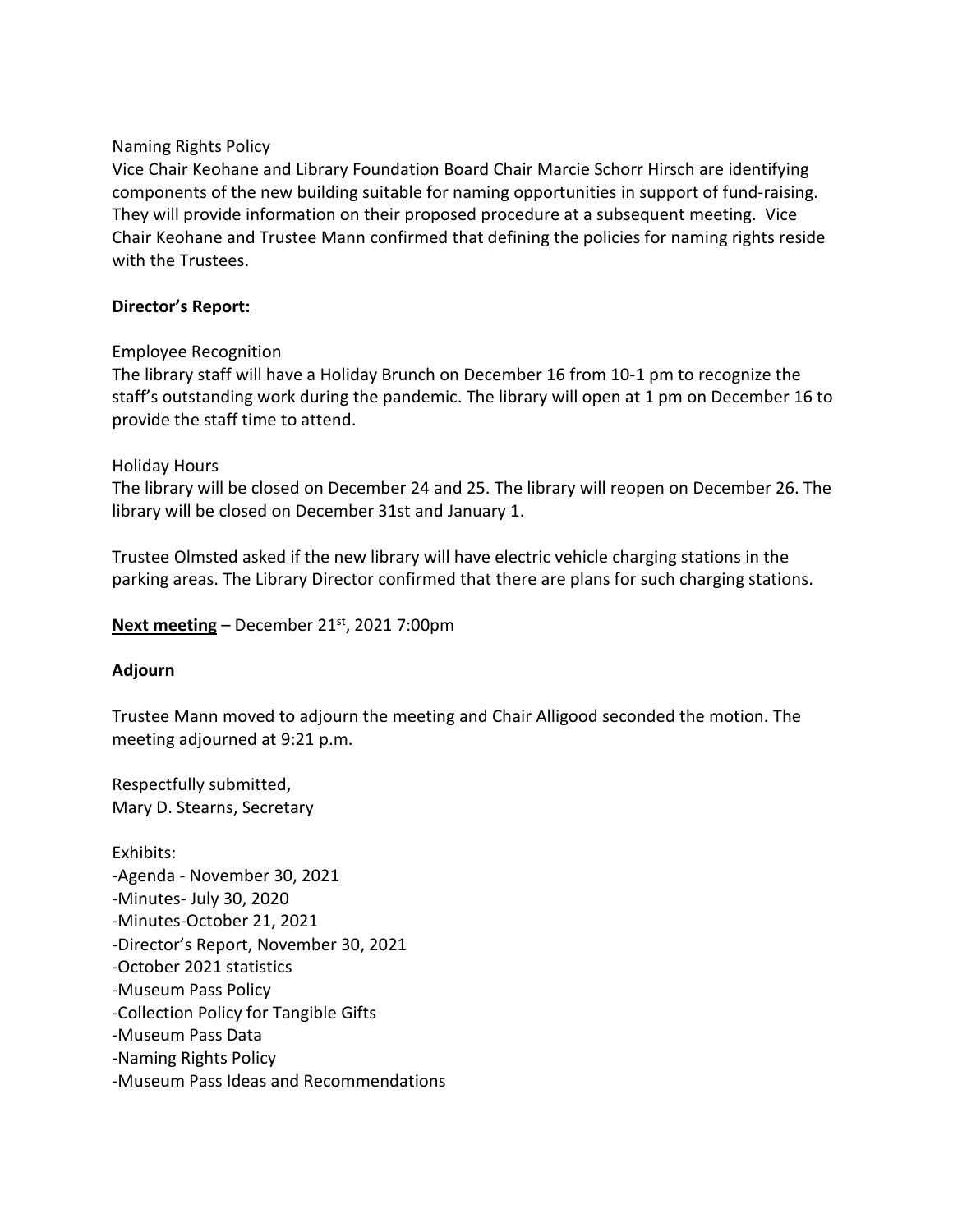Naming Rights Policy

Vice Chair Keohane and Library Foundation Board Chair Marcie Schorr Hirsch are identifying components of the new building suitable for naming opportunities in support of fund-raising. They will provide information on their proposed procedure at a subsequent meeting. Vice Chair Keohane and Trustee Mann confirmed that defining the policies for naming rights reside with the Trustees.

**<u>Director's Report:</u>**

Employee Recognition

The library staff will have a Holiday Brunch on December 16 from 10-1 pm to recognize the staff's outstanding work during the pandemic. The library will open at 1 pm on December 16 to provide the staff time to attend.

Holiday Hours

The library will be closed on December 24 and 25. The library will reopen on December 26. The library will be closed on December 31st and January 1.

Trustee Olmsted asked if the new library will have electric vehicle charging stations in the parking areas. The Library Director confirmed that there are plans for such charging stations.

**<u>Next meeting</u>** – December 21st, 2021 7:00pm

**Adjourn**

Trustee Mann moved to adjourn the meeting and Chair Alligood seconded the motion. The meeting adjourned at 9:21 p.m.

Respectfully submitted,
Mary D. Stearns, Secretary

Exhibits:
- -Agenda - November 30, 2021
- -Minutes- July 30, 2020
- -Minutes-October 21, 2021
- -Director's Report, November 30, 2021
- -October 2021 statistics
- -Museum Pass Policy
- -Collection Policy for Tangible Gifts
- -Museum Pass Data
- -Naming Rights Policy
- -Museum Pass Ideas and Recommendations